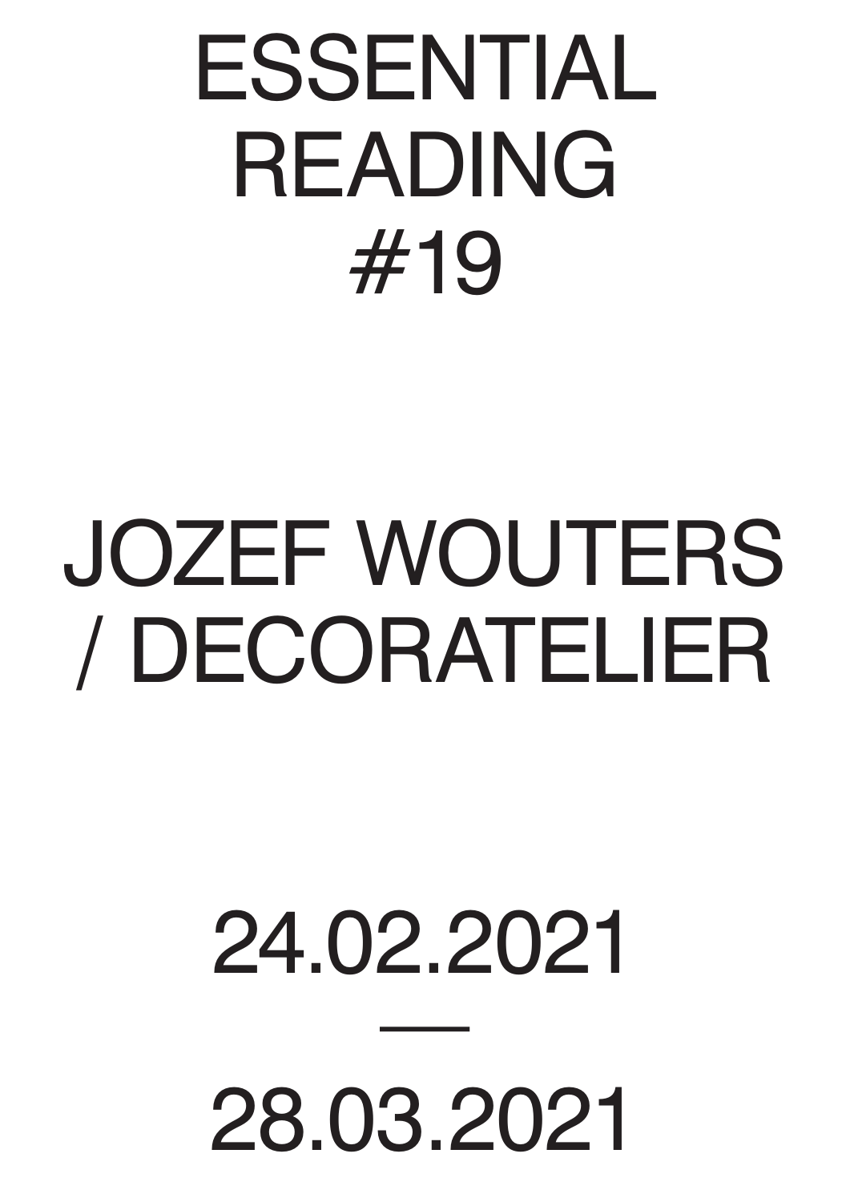# ESSENTIAL READING #19

# JOZEF WOUTERS / DECORATELIER

24.02.2021

—

28.03.2021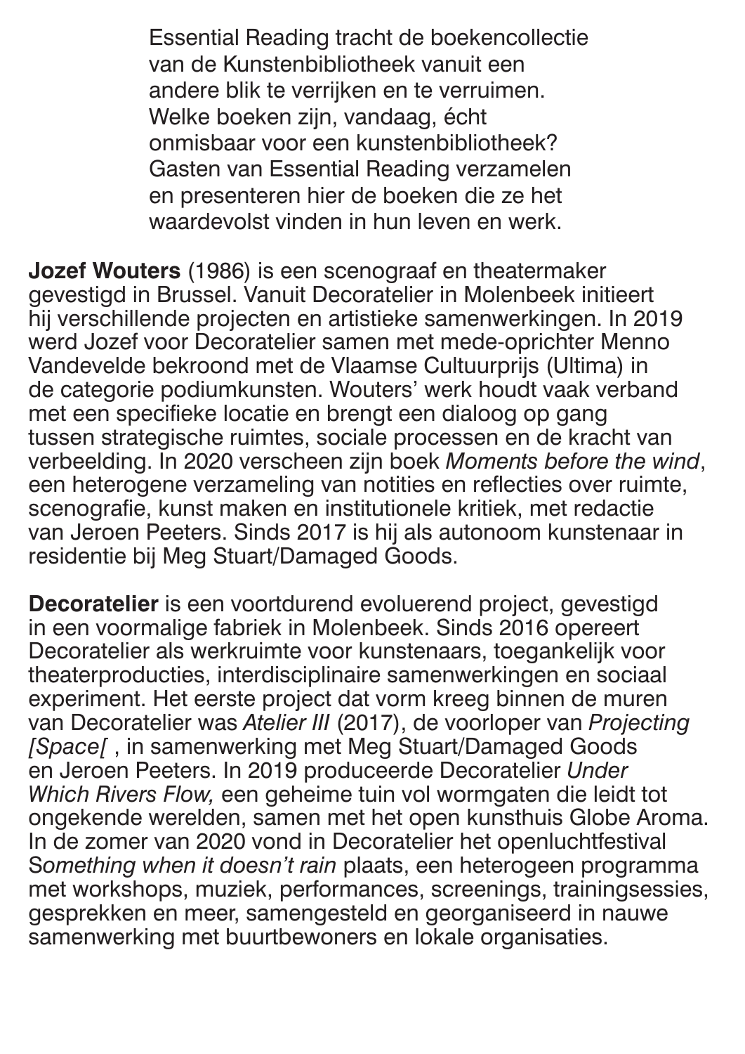Essential Reading tracht de boekencollectie van de Kunstenbibliotheek vanuit een andere blik te verrijken en te verruimen. Welke boeken zijn, vandaag, écht onmisbaar voor een kunstenbibliotheek? Gasten van Essential Reading verzamelen en presenteren hier de boeken die ze het waardevolst vinden in hun leven en werk.

**Jozef Wouters** (1986) is een scenograaf en theatermaker gevestigd in Brussel. Vanuit Decoratelier in Molenbeek initieert hij verschillende projecten en artistieke samenwerkingen. In 2019 werd Jozef voor Decoratelier samen met mede-oprichter Menno Vandevelde bekroond met de Vlaamse Cultuurprijs (Ultima) in de categorie podiumkunsten. Wouters' werk houdt vaak verband met een specifieke locatie en brengt een dialoog op gang tussen strategische ruimtes, sociale processen en de kracht van verbeelding. In 2020 verscheen zijn boek *Moments before the wind*, een heterogene verzameling van notities en reflecties over ruimte, scenografie, kunst maken en institutionele kritiek, met redactie van Jeroen Peeters. Sinds 2017 is hij als autonoom kunstenaar in residentie bij Meg Stuart/Damaged Goods.

**Decoratelier** is een voortdurend evoluerend project, gevestigd in een voormalige fabriek in Molenbeek. Sinds 2016 opereert Decoratelier als werkruimte voor kunstenaars, toegankelijk voor theaterproducties, interdisciplinaire samenwerkingen en sociaal experiment. Het eerste project dat vorm kreeg binnen de muren van Decoratelier was *Atelier III* (2017), de voorloper van *Projecting [Space[* , in samenwerking met Meg Stuart/Damaged Goods en Jeroen Peeters. In 2019 produceerde Decoratelier *Under Which Rivers Flow,* een geheime tuin vol wormgaten die leidt tot ongekende werelden, samen met het open kunsthuis Globe Aroma. In de zomer van 2020 vond in Decoratelier het openluchtfestival S*omething when it doesn't rain* plaats, een heterogeen programma met workshops, muziek, performances, screenings, trainingsessies, gesprekken en meer, samengesteld en georganiseerd in nauwe samenwerking met buurtbewoners en lokale organisaties.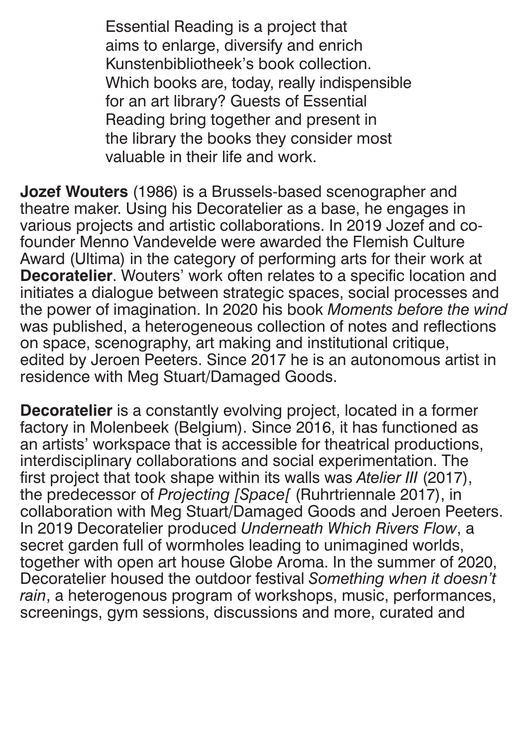Essential Reading is a project that aims to enlarge, diversify and enrich Kunstenbibliotheek's book collection. Which books are, today, really indispensible for an art library? Guests of Essential Reading bring together and present in the library the books they consider most valuable in their life and work.

**Jozef Wouters** (1986) is a Brussels-based scenographer and theatre maker. Using his Decoratelier as a base, he engages in various projects and artistic collaborations. In 2019 Jozef and co-founder Menno Vandevelde were awarded the Flemish Culture Award (Ultima) in the category of performing arts for their work at **Decoratelier**. Wouters' work often relates to a specific location and initiates a dialogue between strategic spaces, social processes and the power of imagination. In 2020 his book *Moments before the wind* was published, a heterogeneous collection of notes and reflections on space, scenography, art making and institutional critique, edited by Jeroen Peeters. Since 2017 he is an autonomous artist in residence with Meg Stuart/Damaged Goods.

**Decoratelier** is a constantly evolving project, located in a former factory in Molenbeek (Belgium). Since 2016, it has functioned as an artists' workspace that is accessible for theatrical productions, interdisciplinary collaborations and social experimentation. The first project that took shape within its walls was *Atelier III* (2017), the predecessor of *Projecting [Space[* (Ruhrtriennale 2017), in collaboration with Meg Stuart/Damaged Goods and Jeroen Peeters. In 2019 Decoratelier produced *Underneath Which Rivers Flow*, a secret garden full of wormholes leading to unimagined worlds, together with open art house Globe Aroma. In the summer of 2020, Decoratelier housed the outdoor festival *Something when it doesn't rain*, a heterogenous program of workshops, music, performances, screenings, gym sessions, discussions and more, curated and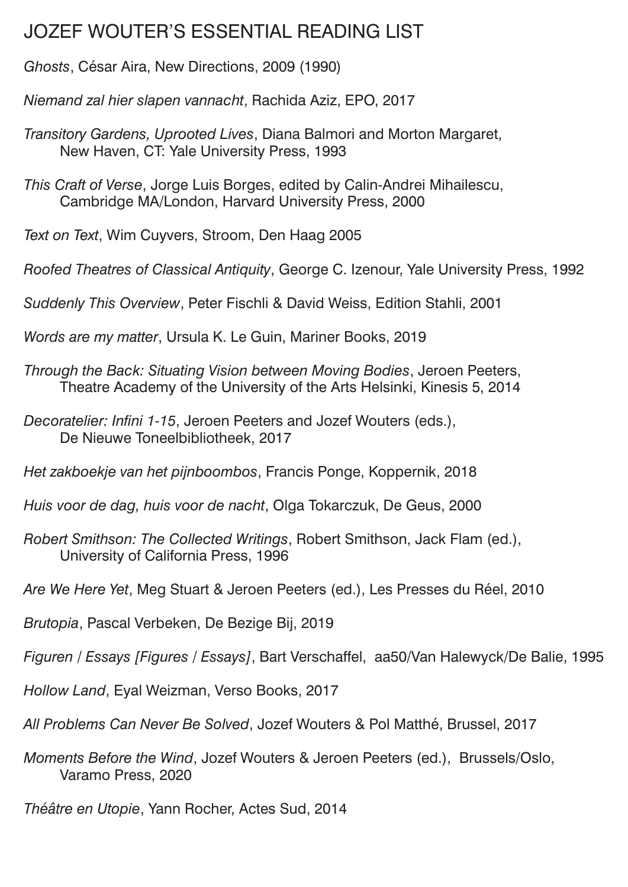# JOZEF WOUTER'S ESSENTIAL READING LIST

*Ghosts*, César Aira, New Directions, 2009 (1990)

*Niemand zal hier slapen vannacht*, Rachida Aziz, EPO, 2017

*Transitory Gardens, Uprooted Lives*, Diana Balmori and Morton Margaret, New Haven, CT: Yale University Press, 1993

*This Craft of Verse*, Jorge Luis Borges, edited by Calin-Andrei Mihailescu, Cambridge MA/London, Harvard University Press, 2000

*Text on Text*, Wim Cuyvers, Stroom, Den Haag 2005

*Roofed Theatres of Classical Antiquity*, George C. Izenour, Yale University Press, 1992

*Suddenly This Overview*, Peter Fischli & David Weiss, Edition Stahli, 2001

*Words are my matter*, Ursula K. Le Guin, Mariner Books, 2019

*Through the Back: Situating Vision between Moving Bodies*, Jeroen Peeters, Theatre Academy of the University of the Arts Helsinki, Kinesis 5, 2014

*Decoratelier: Infini 1-15*, Jeroen Peeters and Jozef Wouters (eds.), De Nieuwe Toneelbibliotheek, 2017

*Het zakboekje van het pijnboombos*, Francis Ponge, Koppernik, 2018

*Huis voor de dag, huis voor de nacht*, Olga Tokarczuk, De Geus, 2000

*Robert Smithson: The Collected Writings*, Robert Smithson, Jack Flam (ed.), University of California Press, 1996

*Are We Here Yet*, Meg Stuart & Jeroen Peeters (ed.), Les Presses du Réel, 2010

*Brutopia*, Pascal Verbeken, De Bezige Bij, 2019

*Figuren / Essays [Figures / Essays]*, Bart Verschaffel, aa50/Van Halewyck/De Balie, 1995

*Hollow Land*, Eyal Weizman, Verso Books, 2017

*All Problems Can Never Be Solved*, Jozef Wouters & Pol Matthé, Brussel, 2017

*Moments Before the Wind*, Jozef Wouters & Jeroen Peeters (ed.), Brussels/Oslo, Varamo Press, 2020

*Théâtre en Utopie*, Yann Rocher, Actes Sud, 2014